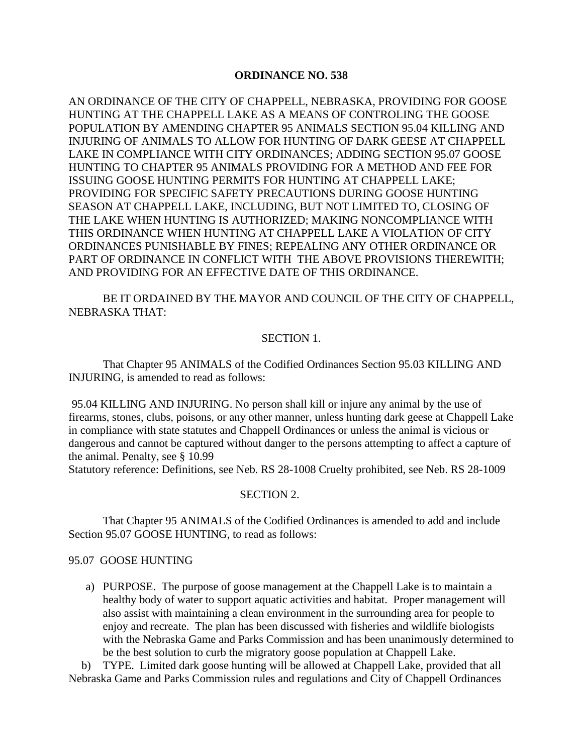**ORDINANCE NO. 538**

AN ORDINANCE OF THE CITY OF CHAPPELL, NEBRASKA, PROVIDING FOR GOOSE HUNTING AT THE CHAPPELL LAKE AS A MEANS OF CONTROLING THE GOOSE POPULATION BY AMENDING CHAPTER 95 ANIMALS SECTION 95.04 KILLING AND INJURING OF ANIMALS TO ALLOW FOR HUNTING OF DARK GEESE AT CHAPPELL LAKE IN COMPLIANCE WITH CITY ORDINANCES; ADDING SECTION 95.07 GOOSE HUNTING TO CHAPTER 95 ANIMALS PROVIDING FOR A METHOD AND FEE FOR ISSUING GOOSE HUNTING PERMITS FOR HUNTING AT CHAPPELL LAKE; PROVIDING FOR SPECIFIC SAFETY PRECAUTIONS DURING GOOSE HUNTING SEASON AT CHAPPELL LAKE, INCLUDING, BUT NOT LIMITED TO, CLOSING OF THE LAKE WHEN HUNTING IS AUTHORIZED; MAKING NONCOMPLIANCE WITH THIS ORDINANCE WHEN HUNTING AT CHAPPELL LAKE A VIOLATION OF CITY ORDINANCES PUNISHABLE BY FINES; REPEALING ANY OTHER ORDINANCE OR PART OF ORDINANCE IN CONFLICT WITH THE ABOVE PROVISIONS THEREWITH; AND PROVIDING FOR AN EFFECTIVE DATE OF THIS ORDINANCE.

BE IT ORDAINED BY THE MAYOR AND COUNCIL OF THE CITY OF CHAPPELL, NEBRASKA THAT:

SECTION 1.

That Chapter 95 ANIMALS of the Codified Ordinances Section 95.03 KILLING AND INJURING, is amended to read as follows:

95.04 KILLING AND INJURING. No person shall kill or injure any animal by the use of firearms, stones, clubs, poisons, or any other manner, unless hunting dark geese at Chappell Lake in compliance with state statutes and Chappell Ordinances or unless the animal is vicious or dangerous and cannot be captured without danger to the persons attempting to affect a capture of the animal. Penalty, see § 10.99
Statutory reference: Definitions, see Neb. RS 28-1008 Cruelty prohibited, see Neb. RS 28-1009

SECTION 2.

That Chapter 95 ANIMALS of the Codified Ordinances is amended to add and include Section 95.07 GOOSE HUNTING, to read as follows:

95.07 GOOSE HUNTING

a) PURPOSE. The purpose of goose management at the Chappell Lake is to maintain a healthy body of water to support aquatic activities and habitat. Proper management will also assist with maintaining a clean environment in the surrounding area for people to enjoy and recreate. The plan has been discussed with fisheries and wildlife biologists with the Nebraska Game and Parks Commission and has been unanimously determined to be the best solution to curb the migratory goose population at Chappell Lake.

b) TYPE. Limited dark goose hunting will be allowed at Chappell Lake, provided that all Nebraska Game and Parks Commission rules and regulations and City of Chappell Ordinances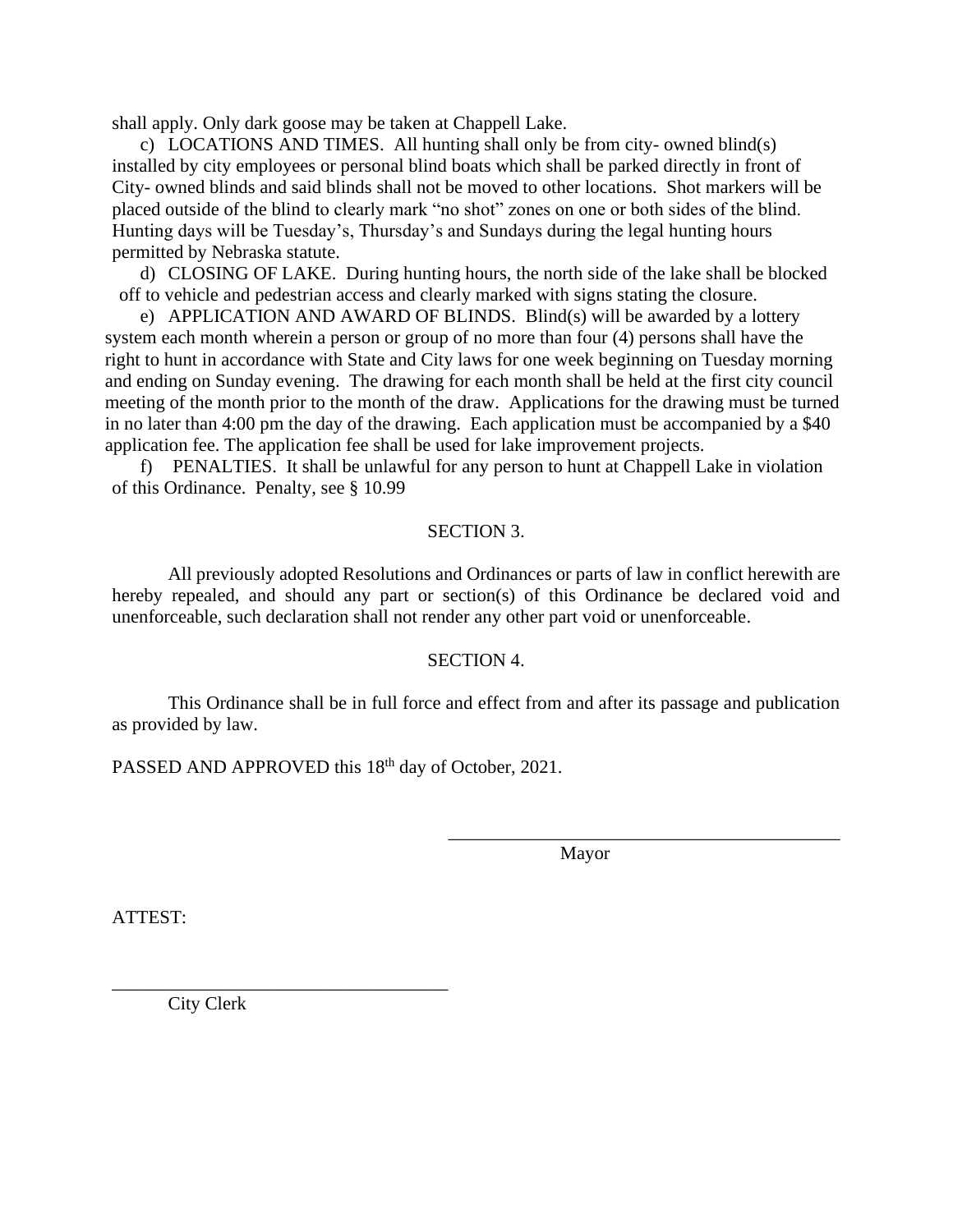shall apply. Only dark goose may be taken at Chappell Lake.

c) LOCATIONS AND TIMES. All hunting shall only be from city- owned blind(s) installed by city employees or personal blind boats which shall be parked directly in front of City- owned blinds and said blinds shall not be moved to other locations. Shot markers will be placed outside of the blind to clearly mark "no shot" zones on one or both sides of the blind. Hunting days will be Tuesday's, Thursday's and Sundays during the legal hunting hours permitted by Nebraska statute.

d) CLOSING OF LAKE. During hunting hours, the north side of the lake shall be blocked off to vehicle and pedestrian access and clearly marked with signs stating the closure.

e) APPLICATION AND AWARD OF BLINDS. Blind(s) will be awarded by a lottery system each month wherein a person or group of no more than four (4) persons shall have the right to hunt in accordance with State and City laws for one week beginning on Tuesday morning and ending on Sunday evening. The drawing for each month shall be held at the first city council meeting of the month prior to the month of the draw. Applications for the drawing must be turned in no later than 4:00 pm the day of the drawing. Each application must be accompanied by a $40 application fee. The application fee shall be used for lake improvement projects.

f) PENALTIES. It shall be unlawful for any person to hunt at Chappell Lake in violation of this Ordinance. Penalty, see § 10.99

SECTION 3.

All previously adopted Resolutions and Ordinances or parts of law in conflict herewith are hereby repealed, and should any part or section(s) of this Ordinance be declared void and unenforceable, such declaration shall not render any other part void or unenforceable.

SECTION 4.

This Ordinance shall be in full force and effect from and after its passage and publication as provided by law.

PASSED AND APPROVED this 18th day of October, 2021.

\_\_\_\_\_\_\_\_\_\_\_\_\_\_\_\_\_\_\_\_\_\_\_\_\_\_\_\_\_\_\_\_\_\_\_\_\_\_\_\_
Mayor

ATTEST:

\_\_\_\_\_\_\_\_\_\_\_\_\_\_\_\_\_\_\_\_\_\_\_\_\_\_\_\_\_\_\_\_\_\_\_\_
City Clerk